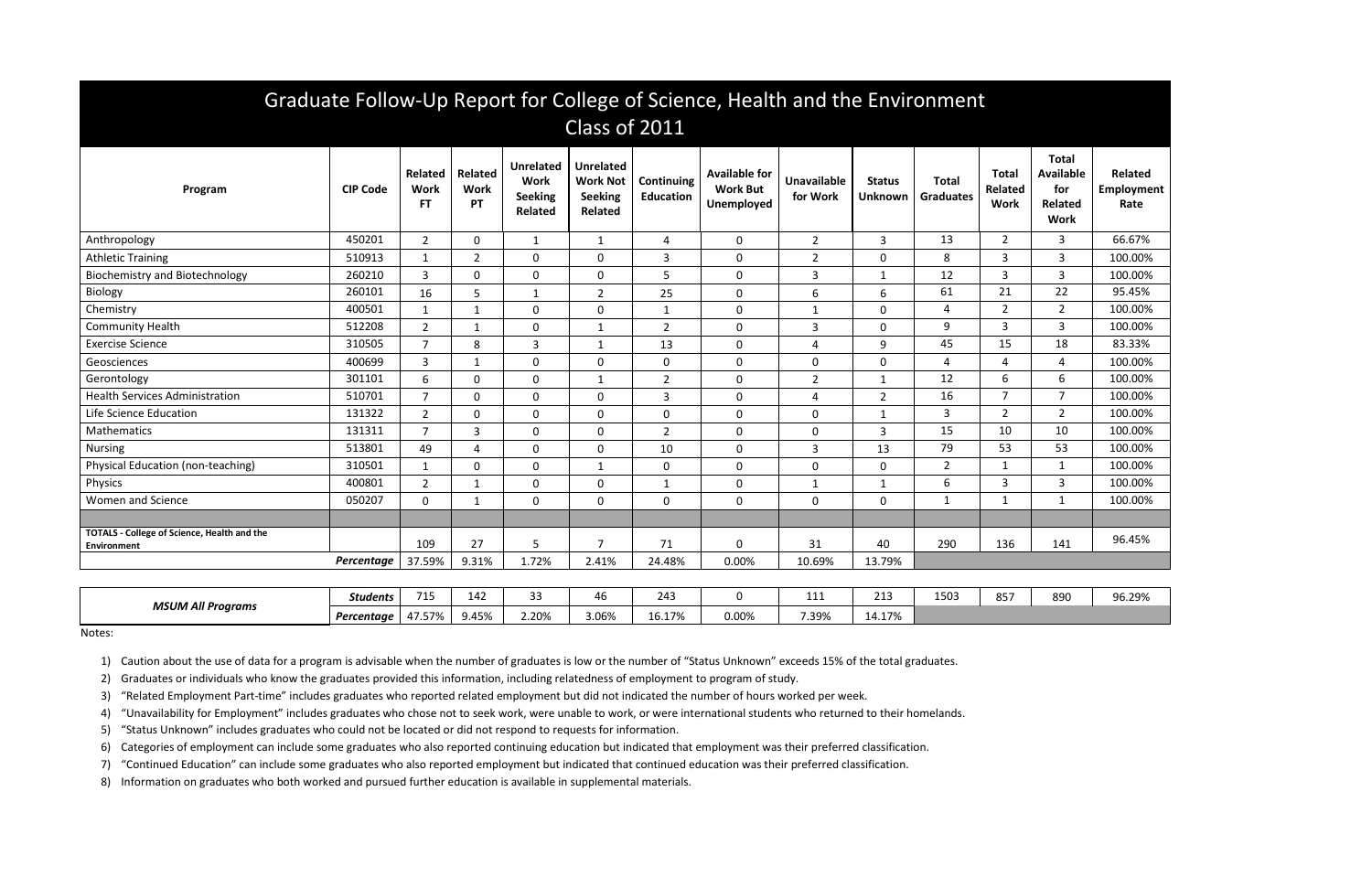# Graduate Follow-Up Report for College of Science, Health and the Environment

## Class of 2011

| Program | CIP Code | Related Work FT | Related Work PT | Unrelated Work Seeking Related | Unrelated Work Not Seeking Related | Continuing Education | Available for Work But Unemployed | Unavailable for Work | Status Unknown | Total Graduates | Total Related Work | Total Available for Related Work | Related Employment Rate |
|---|---|---|---|---|---|---|---|---|---|---|---|---|---|
| Anthropology | 450201 | 2 | 0 | 1 | 1 | 4 | 0 | 2 | 3 | 13 | 2 | 3 | 66.67% |
| Athletic Training | 510913 | 1 | 2 | 0 | 0 | 3 | 0 | 2 | 0 | 8 | 3 | 3 | 100.00% |
| Biochemistry and Biotechnology | 260210 | 3 | 0 | 0 | 0 | 5 | 0 | 3 | 1 | 12 | 3 | 3 | 100.00% |
| Biology | 260101 | 16 | 5 | 1 | 2 | 25 | 0 | 6 | 6 | 61 | 21 | 22 | 95.45% |
| Chemistry | 400501 | 1 | 1 | 0 | 0 | 1 | 0 | 1 | 0 | 4 | 2 | 2 | 100.00% |
| Community Health | 512208 | 2 | 1 | 0 | 1 | 2 | 0 | 3 | 0 | 9 | 3 | 3 | 100.00% |
| Exercise Science | 310505 | 7 | 8 | 3 | 1 | 13 | 0 | 4 | 9 | 45 | 15 | 18 | 83.33% |
| Geosciences | 400699 | 3 | 1 | 0 | 0 | 0 | 0 | 0 | 0 | 4 | 4 | 4 | 100.00% |
| Gerontology | 301101 | 6 | 0 | 0 | 1 | 2 | 0 | 2 | 1 | 12 | 6 | 6 | 100.00% |
| Health Services Administration | 510701 | 7 | 0 | 0 | 0 | 3 | 0 | 4 | 2 | 16 | 7 | 7 | 100.00% |
| Life Science Education | 131322 | 2 | 0 | 0 | 0 | 0 | 0 | 0 | 1 | 3 | 2 | 2 | 100.00% |
| Mathematics | 131311 | 7 | 3 | 0 | 0 | 2 | 0 | 0 | 3 | 15 | 10 | 10 | 100.00% |
| Nursing | 513801 | 49 | 4 | 0 | 0 | 10 | 0 | 3 | 13 | 79 | 53 | 53 | 100.00% |
| Physical Education (non-teaching) | 310501 | 1 | 0 | 0 | 1 | 0 | 0 | 0 | 0 | 2 | 1 | 1 | 100.00% |
| Physics | 400801 | 2 | 1 | 0 | 0 | 1 | 0 | 1 | 1 | 6 | 3 | 3 | 100.00% |
| Women and Science | 050207 | 0 | 1 | 0 | 0 | 0 | 0 | 0 | 0 | 1 | 1 | 1 | 100.00% |
| | | | | | | | | | | | | | |
| **TOTALS - College of Science, Health and the Environment** | | 109 | 27 | 5 | 7 | 71 | 0 | 31 | 40 | 290 | 136 | 141 | 96.45% |
| | ***Percentage*** | 37.59% | 9.31% | 1.72% | 2.41% | 24.48% | 0.00% | 10.69% | 13.79% | | | | |

| | | | | | | | | | | | | | |
|---|---|---|---|---|---|---|---|---|---|---|---|---|---|
| ***MSUM All Programs*** | ***Students*** | 715 | 142 | 33 | 46 | 243 | 0 | 111 | 213 | 1503 | 857 | 890 | 96.29% |
| | ***Percentage*** | 47.57% | 9.45% | 2.20% | 3.06% | 16.17% | 0.00% | 7.39% | 14.17% | | | | |

Notes:

1) Caution about the use of data for a program is advisable when the number of graduates is low or the number of "Status Unknown" exceeds 15% of the total graduates.
2) Graduates or individuals who know the graduates provided this information, including relatedness of employment to program of study.
3) "Related Employment Part-time" includes graduates who reported related employment but did not indicated the number of hours worked per week.
4) "Unavailability for Employment" includes graduates who chose not to seek work, were unable to work, or were international students who returned to their homelands.
5) "Status Unknown" includes graduates who could not be located or did not respond to requests for information.
6) Categories of employment can include some graduates who also reported continuing education but indicated that employment was their preferred classification.
7) "Continued Education" can include some graduates who also reported employment but indicated that continued education was their preferred classification.
8) Information on graduates who both worked and pursued further education is available in supplemental materials.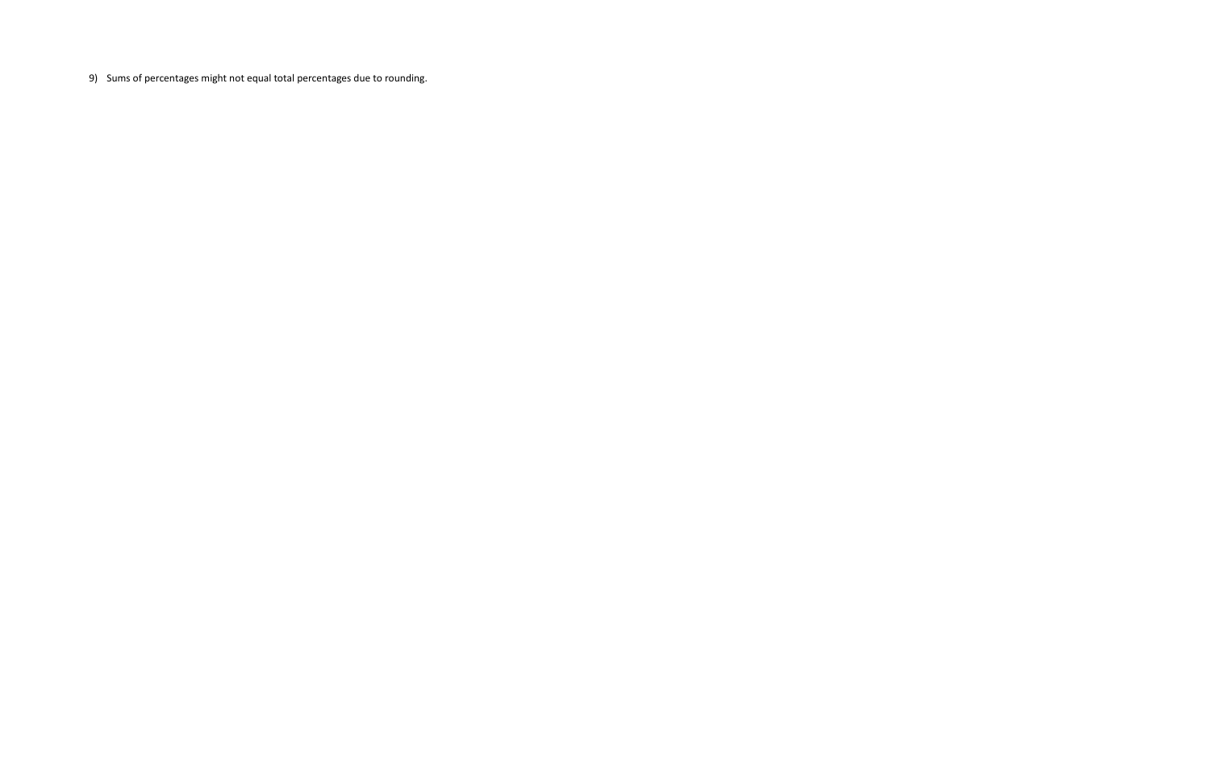9) Sums of percentages might not equal total percentages due to rounding.